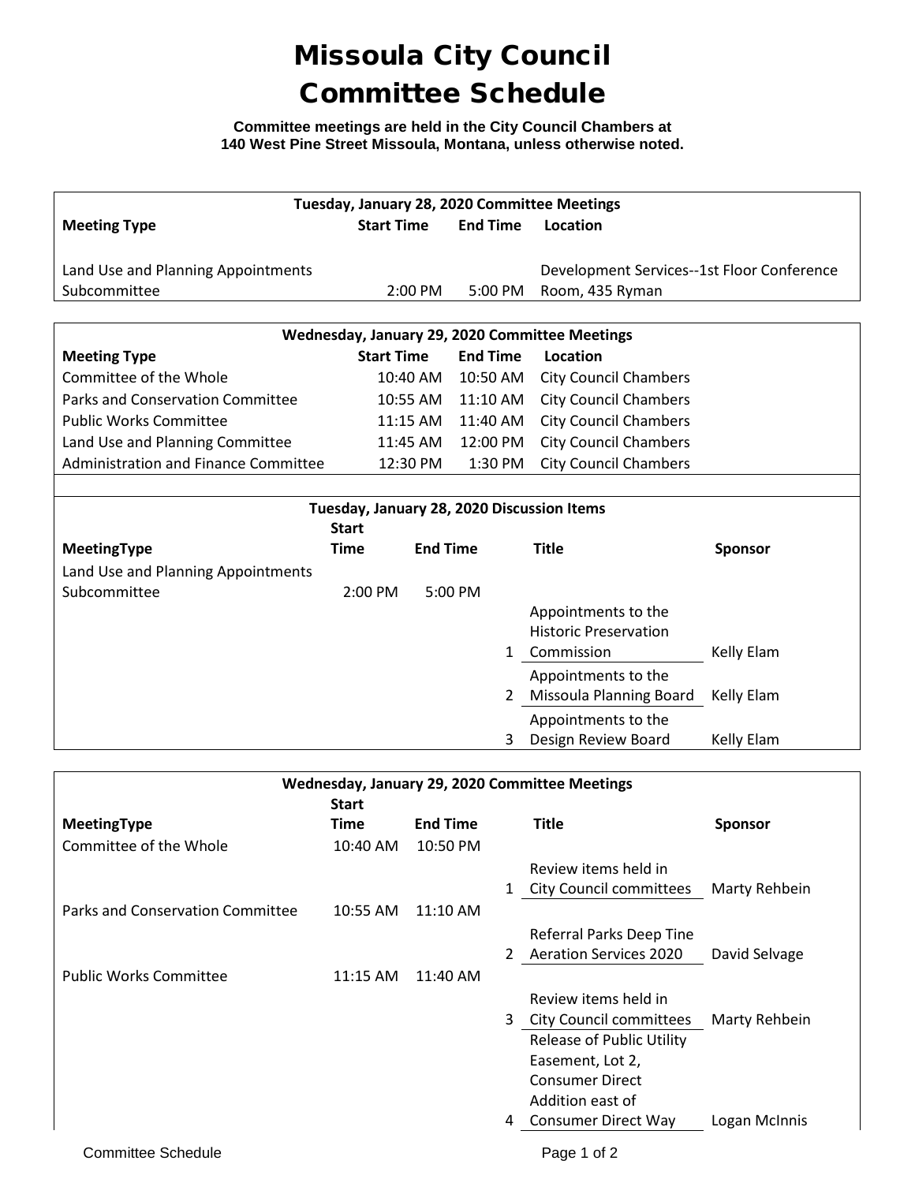# Missoula City Council Committee Schedule

**Committee meetings are held in the City Council Chambers at 140 West Pine Street Missoula, Montana, unless otherwise noted.**

| Tuesday, January 28, 2020 Committee Meetings | | | |
|---|---|---|---|
| **Meeting Type** | **Start Time** | **End Time** | **Location** |
| Land Use and Planning Appointments Subcommittee | 2:00 PM | 5:00 PM | Development Services--1st Floor Conference Room, 435 Ryman |

| Wednesday, January 29, 2020 Committee Meetings | | | |
|---|---|---|---|
| **Meeting Type** | **Start Time** | **End Time** | **Location** |
| Committee of the Whole | 10:40 AM | 10:50 AM | City Council Chambers |
| Parks and Conservation Committee | 10:55 AM | 11:10 AM | City Council Chambers |
| Public Works Committee | 11:15 AM | 11:40 AM | City Council Chambers |
| Land Use and Planning Committee | 11:45 AM | 12:00 PM | City Council Chambers |
| Administration and Finance Committee | 12:30 PM | 1:30 PM | City Council Chambers |

| Tuesday, January 28, 2020 Discussion Items | | | | | |
|---|---|---|---|---|---|
| **MeetingType** | **Start Time** | **End Time** | | **Title** | **Sponsor** |
| Land Use and Planning Appointments Subcommittee | 2:00 PM | 5:00 PM | | | |
| | | | 1 | Appointments to the Historic Preservation Commission | Kelly Elam |
| | | | 2 | Appointments to the Missoula Planning Board | Kelly Elam |
| | | | 3 | Appointments to the Design Review Board | Kelly Elam |

| Wednesday, January 29, 2020 Committee Meetings | | | | | |
|---|---|---|---|---|---|
| **MeetingType** | **Start Time** | **End Time** | | **Title** | **Sponsor** |
| Committee of the Whole | 10:40 AM | 10:50 PM | | | |
| | | | 1 | Review items held in City Council committees | Marty Rehbein |
| Parks and Conservation Committee | 10:55 AM | 11:10 AM | | | |
| | | | 2 | Referral Parks Deep Tine Aeration Services 2020 | David Selvage |
| Public Works Committee | 11:15 AM | 11:40 AM | | | |
| | | | 3 | Review items held in City Council committees | Marty Rehbein |
| | | | 4 | Release of Public Utility Easement, Lot 2, Consumer Direct Addition east of Consumer Direct Way | Logan McInnis |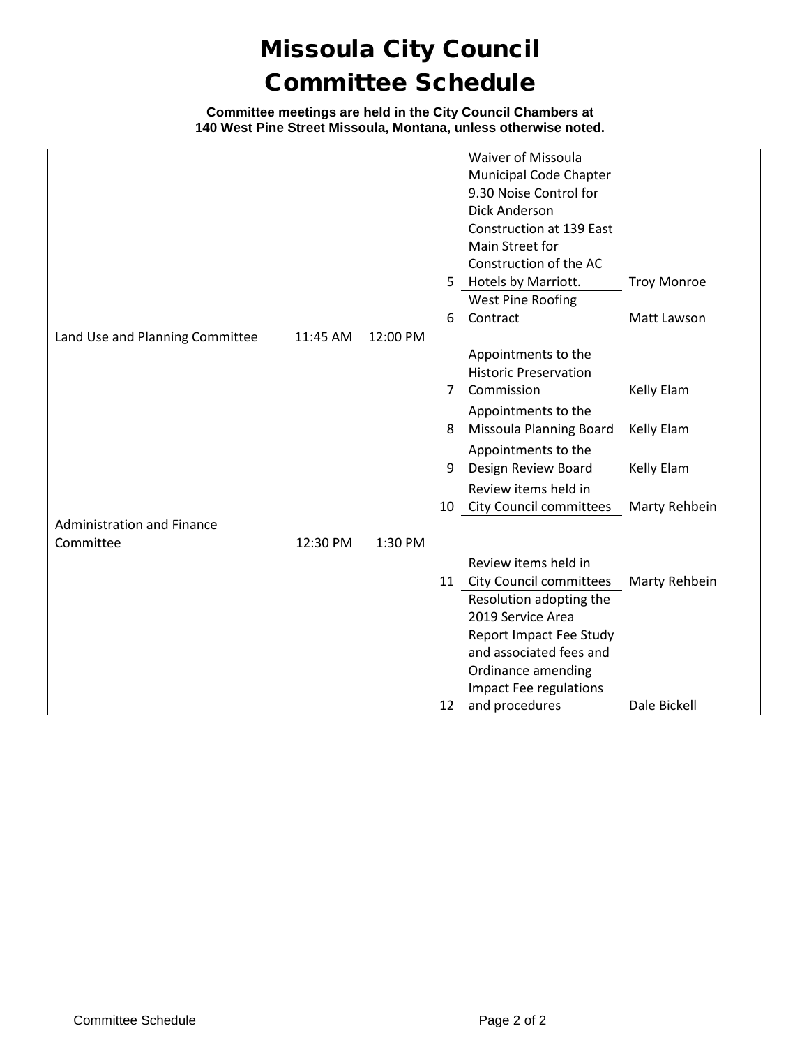# Missoula City Council
# Committee Schedule

**Committee meetings are held in the City Council Chambers at 140 West Pine Street Missoula, Montana, unless otherwise noted.**

| | | | | | |
|---|---|---|---|---|---|
| | | | 5 | Waiver of Missoula Municipal Code Chapter 9.30 Noise Control for Dick Anderson Construction at 139 East Main Street for Construction of the AC Hotels by Marriott. | Troy Monroe |
| | | | 6 | West Pine Roofing Contract | Matt Lawson |
| Land Use and Planning Committee | 11:45 AM | 12:00 PM | | | |
| | | | 7 | Appointments to the Historic Preservation Commission | Kelly Elam |
| | | | 8 | Appointments to the Missoula Planning Board | Kelly Elam |
| | | | 9 | Appointments to the Design Review Board | Kelly Elam |
| | | | 10 | Review items held in City Council committees | Marty Rehbein |
| Administration and Finance Committee | 12:30 PM | 1:30 PM | | | |
| | | | 11 | Review items held in City Council committees | Marty Rehbein |
| | | | 12 | Resolution adopting the 2019 Service Area Report Impact Fee Study and associated fees and Ordinance amending Impact Fee regulations and procedures | Dale Bickell |